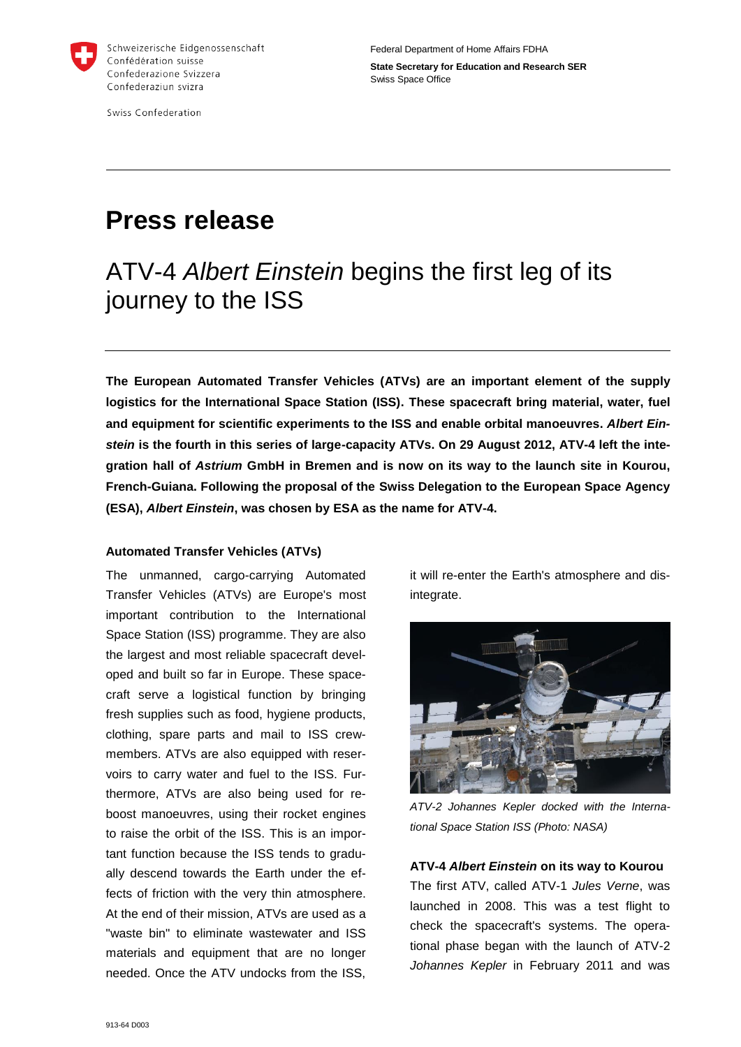Schweizerische Eidgenossenschaft
Confédération suisse
Confederazione Svizzera
Confederaziun svizra

Swiss Confederation

Federal Department of Home Affairs FDHA

**State Secretary for Education and Research SER**
Swiss Space Office

# Press release

## ATV-4 *Albert Einstein* begins the first leg of its journey to the ISS

**The European Automated Transfer Vehicles (ATVs) are an important element of the supply logistics for the International Space Station (ISS). These spacecraft bring material, water, fuel and equipment for scientific experiments to the ISS and enable orbital manoeuvres. *Albert Einstein* is the fourth in this series of large-capacity ATVs. On 29 August 2012, ATV-4 left the integration hall of *Astrium* GmbH in Bremen and is now on its way to the launch site in Kourou, French-Guiana. Following the proposal of the Swiss Delegation to the European Space Agency (ESA), *Albert Einstein*, was chosen by ESA as the name for ATV-4.**

### Automated Transfer Vehicles (ATVs)

The unmanned, cargo-carrying Automated Transfer Vehicles (ATVs) are Europe's most important contribution to the International Space Station (ISS) programme. They are also the largest and most reliable spacecraft developed and built so far in Europe. These spacecraft serve a logistical function by bringing fresh supplies such as food, hygiene products, clothing, spare parts and mail to ISS crewmembers. ATVs are also equipped with reservoirs to carry water and fuel to the ISS. Furthermore, ATVs are also being used for reboost manoeuvres, using their rocket engines to raise the orbit of the ISS. This is an important function because the ISS tends to gradually descend towards the Earth under the effects of friction with the very thin atmosphere. At the end of their mission, ATVs are used as a "waste bin" to eliminate wastewater and ISS materials and equipment that are no longer needed. Once the ATV undocks from the ISS, it will re-enter the Earth's atmosphere and disintegrate.

*ATV-2 Johannes Kepler docked with the International Space Station ISS (Photo: NASA)*

### ATV-4 *Albert Einstein* on its way to Kourou

The first ATV, called ATV-1 *Jules Verne*, was launched in 2008. This was a test flight to check the spacecraft's systems. The operational phase began with the launch of ATV-2 *Johannes Kepler* in February 2011 and was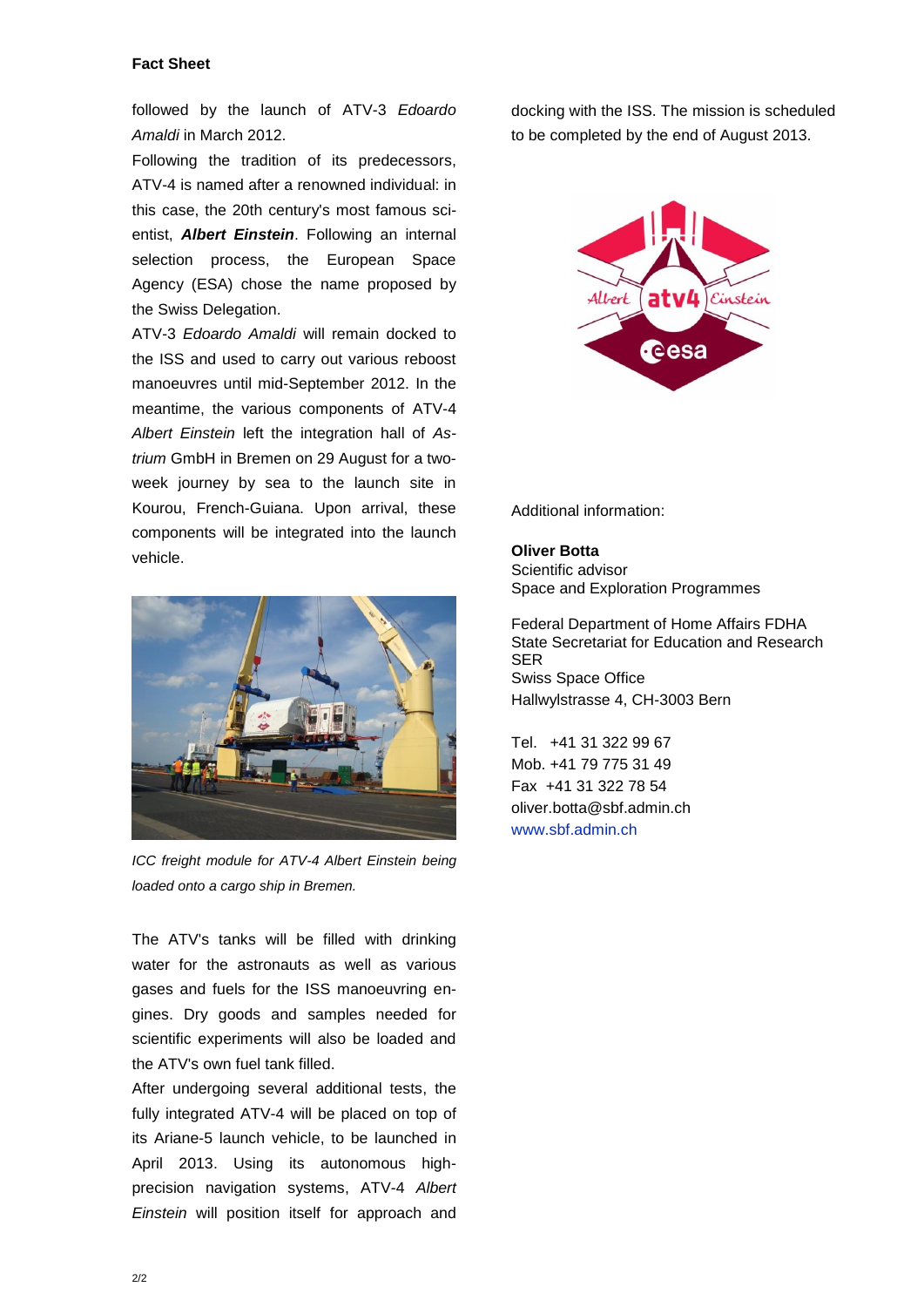followed by the launch of ATV-3 *Edoardo Amaldi* in March 2012.

Following the tradition of its predecessors, ATV-4 is named after a renowned individual: in this case, the 20th century's most famous scientist, ***Albert Einstein***. Following an internal selection process, the European Space Agency (ESA) chose the name proposed by the Swiss Delegation.

ATV-3 *Edoardo Amaldi* will remain docked to the ISS and used to carry out various reboost manoeuvres until mid-September 2012. In the meantime, the various components of ATV-4 *Albert Einstein* left the integration hall of *Astrium* GmbH in Bremen on 29 August for a two-week journey by sea to the launch site in Kourou, French-Guiana. Upon arrival, these components will be integrated into the launch vehicle.

*ICC freight module for ATV-4 Albert Einstein being loaded onto a cargo ship in Bremen.*

The ATV's tanks will be filled with drinking water for the astronauts as well as various gases and fuels for the ISS manoeuvring engines. Dry goods and samples needed for scientific experiments will also be loaded and the ATV's own fuel tank filled.

After undergoing several additional tests, the fully integrated ATV-4 will be placed on top of its Ariane-5 launch vehicle, to be launched in April 2013. Using its autonomous high-precision navigation systems, ATV-4 *Albert Einstein* will position itself for approach and docking with the ISS. The mission is scheduled to be completed by the end of August 2013.

Additional information:

**Oliver Botta**
Scientific advisor
Space and Exploration Programmes

Federal Department of Home Affairs FDHA
State Secretariat for Education and Research SER
Swiss Space Office
Hallwylstrasse 4, CH-3003 Bern

Tel. +41 31 322 99 67
Mob. +41 79 775 31 49
Fax +41 31 322 78 54
oliver.botta@sbf.admin.ch
www.sbf.admin.ch